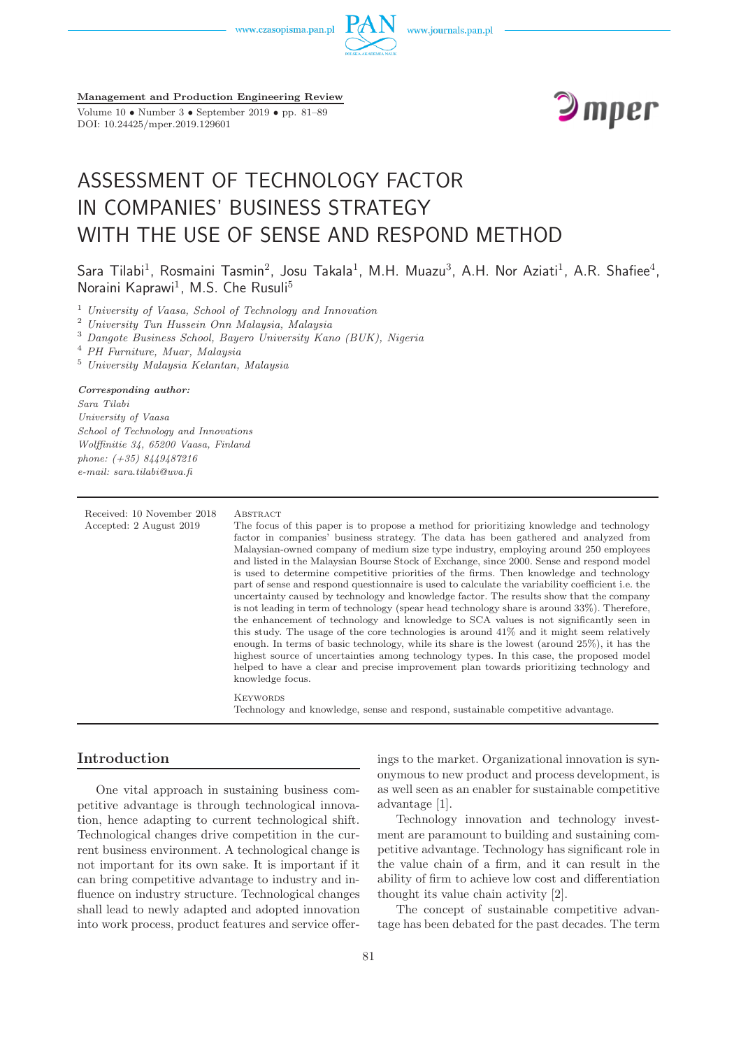# ASSESSMENT OF TECHNOLOGY FACTOR IN COMPANIES' BUSINESS STRATEGY WITH THE USE OF SENSE AND RESPOND METHOD

Sara Tilabi[1], Rosmaini Tasmin[2], Josu Takala[1], M.H. Muazu[3], A.H. Nor Aziati[1], A.R. Shafiee[4], Noraini Kaprawi[1], M.S. Che Rusuli[5]

[1] *University of Vaasa, School of Technology and Innovation*
[2] *University Tun Hussein Onn Malaysia, Malaysia*
[3] *Dangote Business School, Bayero University Kano (BUK), Nigeria*
[4] *PH Furniture, Muar, Malaysia*
[5] *University Malaysia Kelantan, Malaysia*

***Corresponding author:***
*Sara Tilabi*
*University of Vaasa*
*School of Technology and Innovations*
*Wolffinitie 34, 65200 Vaasa, Finland*
*phone: (+35) 8449487216*
*e-mail: sara.tilabi@uva.fi*

Received: 10 November 2018
Accepted: 2 August 2019

Abstract

The focus of this paper is to propose a method for prioritizing knowledge and technology factor in companies' business strategy. The data has been gathered and analyzed from Malaysian-owned company of medium size type industry, employing around 250 employees and listed in the Malaysian Bourse Stock of Exchange, since 2000. Sense and respond model is used to determine competitive priorities of the firms. Then knowledge and technology part of sense and respond questionnaire is used to calculate the variability coefficient i.e. the uncertainty caused by technology and knowledge factor. The results show that the company is not leading in term of technology (spear head technology share is around 33%). Therefore, the enhancement of technology and knowledge to SCA values is not significantly seen in this study. The usage of the core technologies is around 41% and it might seem relatively enough. In terms of basic technology, while its share is the lowest (around 25%), it has the highest source of uncertainties among technology types. In this case, the proposed model helped to have a clear and precise improvement plan towards prioritizing technology and knowledge focus.

Keywords

Technology and knowledge, sense and respond, sustainable competitive advantage.

## Introduction

One vital approach in sustaining business competitive advantage is through technological innovation, hence adapting to current technological shift. Technological changes drive competition in the current business environment. A technological change is not important for its own sake. It is important if it can bring competitive advantage to industry and influence on industry structure. Technological changes shall lead to newly adapted and adopted innovation into work process, product features and service offerings to the market. Organizational innovation is synonymous to new product and process development, is as well seen as an enabler for sustainable competitive advantage [1].

Technology innovation and technology investment are paramount to building and sustaining competitive advantage. Technology has significant role in the value chain of a firm, and it can result in the ability of firm to achieve low cost and differentiation thought its value chain activity [2].

The concept of sustainable competitive advantage has been debated for the past decades. The term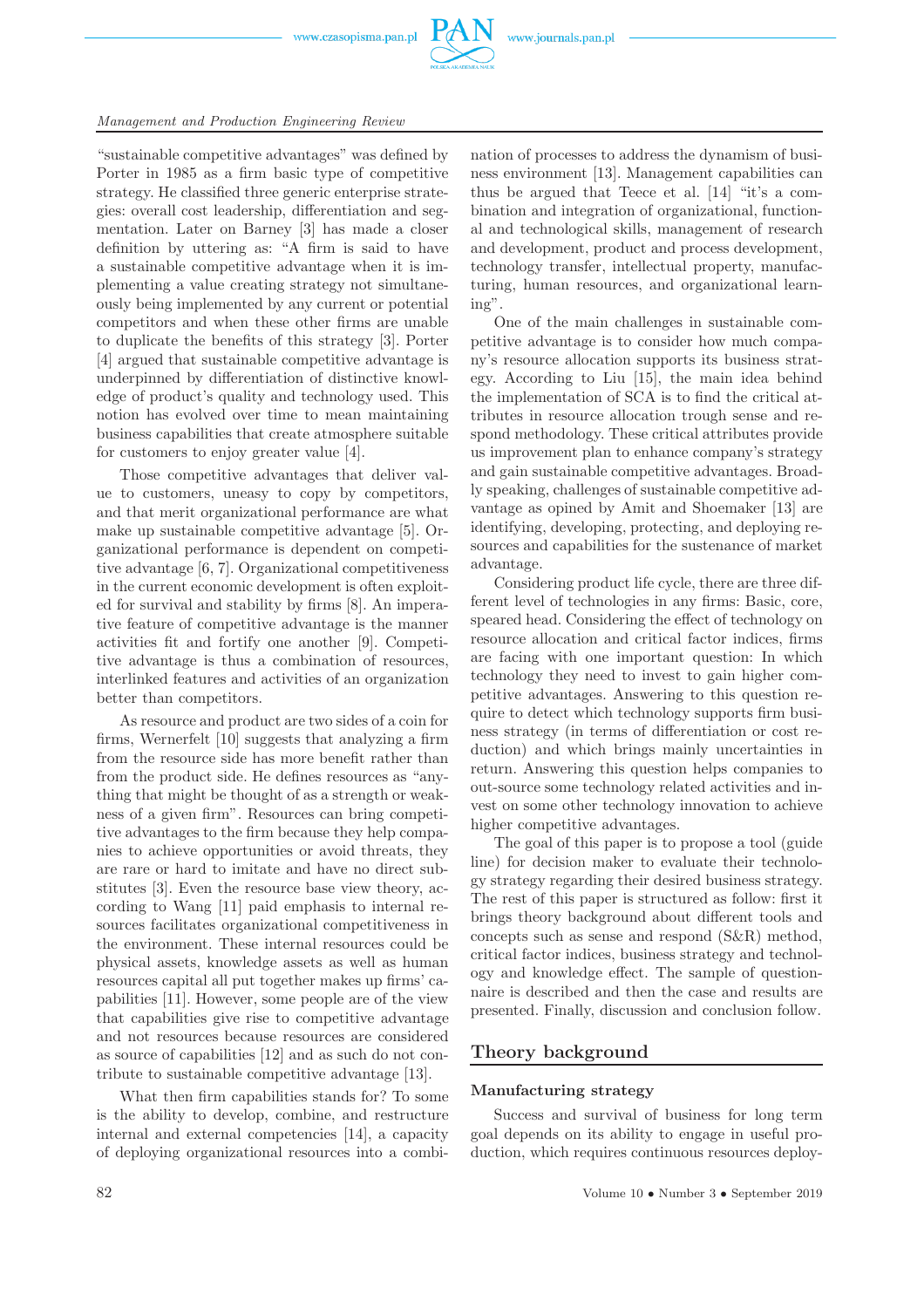"sustainable competitive advantages" was defined by Porter in 1985 as a firm basic type of competitive strategy. He classified three generic enterprise strategies: overall cost leadership, differentiation and segmentation. Later on Barney [3] has made a closer definition by uttering as: "A firm is said to have a sustainable competitive advantage when it is implementing a value creating strategy not simultaneously being implemented by any current or potential competitors and when these other firms are unable to duplicate the benefits of this strategy [3]. Porter [4] argued that sustainable competitive advantage is underpinned by differentiation of distinctive knowledge of product's quality and technology used. This notion has evolved over time to mean maintaining business capabilities that create atmosphere suitable for customers to enjoy greater value [4].

Those competitive advantages that deliver value to customers, uneasy to copy by competitors, and that merit organizational performance are what make up sustainable competitive advantage [5]. Organizational performance is dependent on competitive advantage [6, 7]. Organizational competitiveness in the current economic development is often exploited for survival and stability by firms [8]. An imperative feature of competitive advantage is the manner activities fit and fortify one another [9]. Competitive advantage is thus a combination of resources, interlinked features and activities of an organization better than competitors.

As resource and product are two sides of a coin for firms, Wernerfelt [10] suggests that analyzing a firm from the resource side has more benefit rather than from the product side. He defines resources as "anything that might be thought of as a strength or weakness of a given firm". Resources can bring competitive advantages to the firm because they help companies to achieve opportunities or avoid threats, they are rare or hard to imitate and have no direct substitutes [3]. Even the resource base view theory, according to Wang [11] paid emphasis to internal resources facilitates organizational competitiveness in the environment. These internal resources could be physical assets, knowledge assets as well as human resources capital all put together makes up firms' capabilities [11]. However, some people are of the view that capabilities give rise to competitive advantage and not resources because resources are considered as source of capabilities [12] and as such do not contribute to sustainable competitive advantage [13].

What then firm capabilities stands for? To some is the ability to develop, combine, and restructure internal and external competencies [14], a capacity of deploying organizational resources into a combination of processes to address the dynamism of business environment [13]. Management capabilities can thus be argued that Teece et al. [14] "it's a combination and integration of organizational, functional and technological skills, management of research and development, product and process development, technology transfer, intellectual property, manufacturing, human resources, and organizational learning".

One of the main challenges in sustainable competitive advantage is to consider how much company's resource allocation supports its business strategy. According to Liu [15], the main idea behind the implementation of SCA is to find the critical attributes in resource allocation trough sense and respond methodology. These critical attributes provide us improvement plan to enhance company's strategy and gain sustainable competitive advantages. Broadly speaking, challenges of sustainable competitive advantage as opined by Amit and Shoemaker [13] are identifying, developing, protecting, and deploying resources and capabilities for the sustenance of market advantage.

Considering product life cycle, there are three different level of technologies in any firms: Basic, core, speared head. Considering the effect of technology on resource allocation and critical factor indices, firms are facing with one important question: In which technology they need to invest to gain higher competitive advantages. Answering to this question require to detect which technology supports firm business strategy (in terms of differentiation or cost reduction) and which brings mainly uncertainties in return. Answering this question helps companies to out-source some technology related activities and invest on some other technology innovation to achieve higher competitive advantages.

The goal of this paper is to propose a tool (guide line) for decision maker to evaluate their technology strategy regarding their desired business strategy. The rest of this paper is structured as follow: first it brings theory background about different tools and concepts such as sense and respond (S&R) method, critical factor indices, business strategy and technology and knowledge effect. The sample of questionnaire is described and then the case and results are presented. Finally, discussion and conclusion follow.

## Theory background

### Manufacturing strategy

Success and survival of business for long term goal depends on its ability to engage in useful production, which requires continuous resources deploy-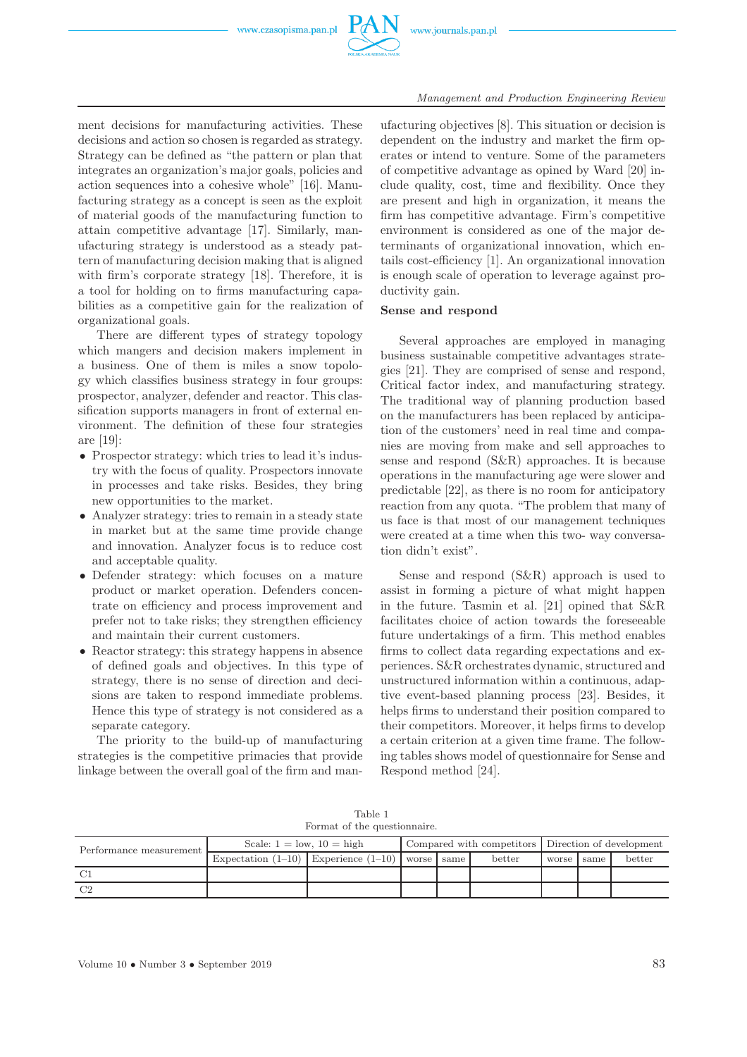ment decisions for manufacturing activities. These decisions and action so chosen is regarded as strategy. Strategy can be defined as "the pattern or plan that integrates an organization's major goals, policies and action sequences into a cohesive whole" [16]. Manufacturing strategy as a concept is seen as the exploit of material goods of the manufacturing function to attain competitive advantage [17]. Similarly, manufacturing strategy is understood as a steady pattern of manufacturing decision making that is aligned with firm's corporate strategy [18]. Therefore, it is a tool for holding on to firms manufacturing capabilities as a competitive gain for the realization of organizational goals.

There are different types of strategy topology which mangers and decision makers implement in a business. One of them is miles a snow topology which classifies business strategy in four groups: prospector, analyzer, defender and reactor. This classification supports managers in front of external environment. The definition of these four strategies are [19]:

- Prospector strategy: which tries to lead it's industry with the focus of quality. Prospectors innovate in processes and take risks. Besides, they bring new opportunities to the market.
- Analyzer strategy: tries to remain in a steady state in market but at the same time provide change and innovation. Analyzer focus is to reduce cost and acceptable quality.
- Defender strategy: which focuses on a mature product or market operation. Defenders concentrate on efficiency and process improvement and prefer not to take risks; they strengthen efficiency and maintain their current customers.
- Reactor strategy: this strategy happens in absence of defined goals and objectives. In this type of strategy, there is no sense of direction and decisions are taken to respond immediate problems. Hence this type of strategy is not considered as a separate category.

The priority to the build-up of manufacturing strategies is the competitive primacies that provide linkage between the overall goal of the firm and manufacturing objectives [8]. This situation or decision is dependent on the industry and market the firm operates or intend to venture. Some of the parameters of competitive advantage as opined by Ward [20] include quality, cost, time and flexibility. Once they are present and high in organization, it means the firm has competitive advantage. Firm's competitive environment is considered as one of the major determinants of organizational innovation, which entails cost-efficiency [1]. An organizational innovation is enough scale of operation to leverage against productivity gain.

## Sense and respond

Several approaches are employed in managing business sustainable competitive advantages strategies [21]. They are comprised of sense and respond, Critical factor index, and manufacturing strategy. The traditional way of planning production based on the manufacturers has been replaced by anticipation of the customers' need in real time and companies are moving from make and sell approaches to sense and respond (S&R) approaches. It is because operations in the manufacturing age were slower and predictable [22], as there is no room for anticipatory reaction from any quota. "The problem that many of us face is that most of our management techniques were created at a time when this two- way conversation didn't exist".

Sense and respond (S&R) approach is used to assist in forming a picture of what might happen in the future. Tasmin et al. [21] opined that S&R facilitates choice of action towards the foreseeable future undertakings of a firm. This method enables firms to collect data regarding expectations and experiences. S&R orchestrates dynamic, structured and unstructured information within a continuous, adaptive event-based planning process [23]. Besides, it helps firms to understand their position compared to their competitors. Moreover, it helps firms to develop a certain criterion at a given time frame. The following tables shows model of questionnaire for Sense and Respond method [24].

Table 1
Format of the questionnaire.

| Performance measurement | Scale: 1 = low, 10 = high | | Compared with competitors | | | Direction of development | | |
|---|---|---|---|---|---|---|---|---|
| | Expectation (1–10) | Experience (1–10) | worse | same | better | worse | same | better |
| C1 | | | | | | | | |
| C2 | | | | | | | | |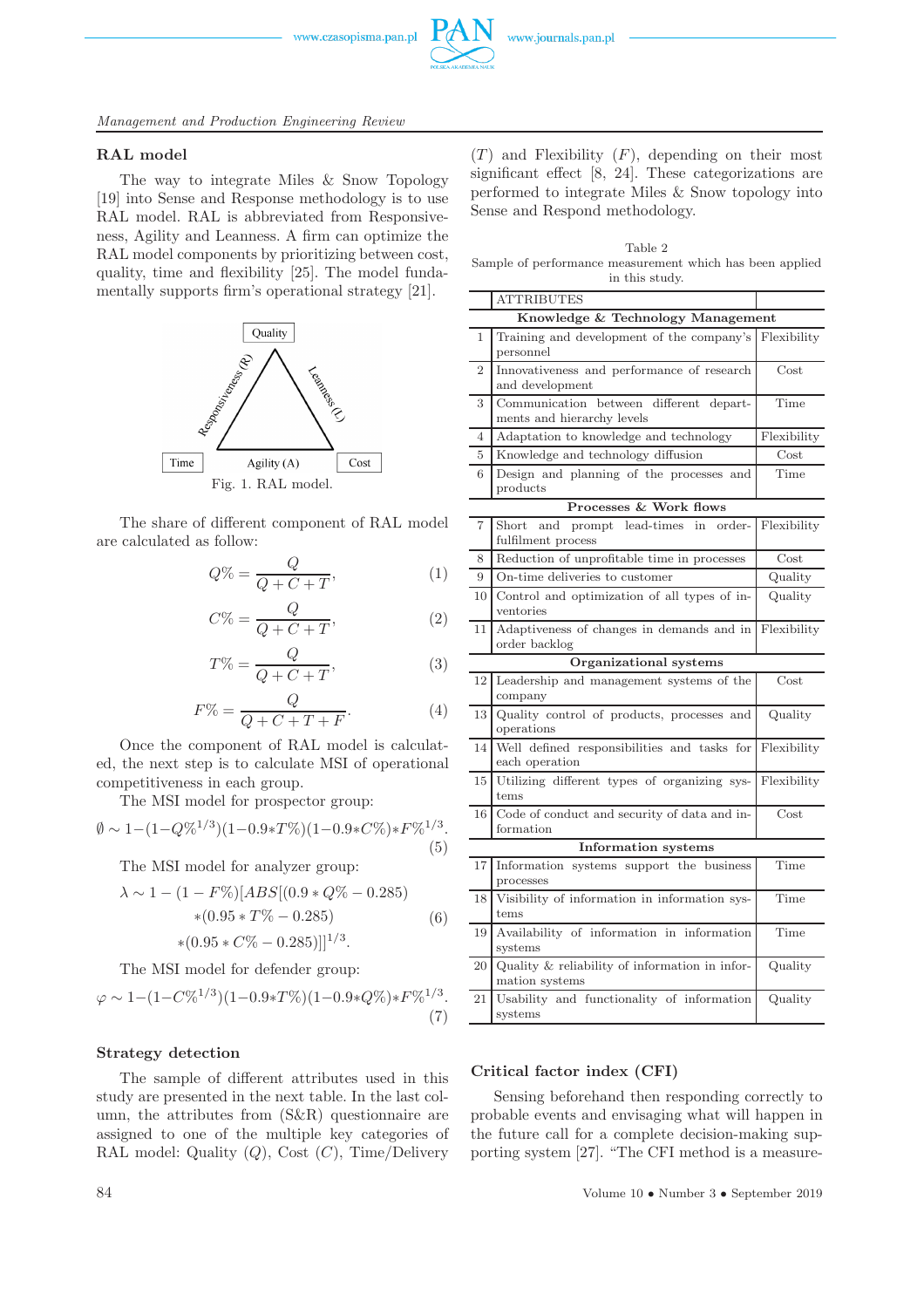## RAL model

The way to integrate Miles & Snow Topology [19] into Sense and Response methodology is to use RAL model. RAL is abbreviated from Responsiveness, Agility and Leanness. A firm can optimize the RAL model components by prioritizing between cost, quality, time and flexibility [25]. The model fundamentally supports firm's operational strategy [21].

Fig. 1. RAL model.

The share of different component of RAL model are calculated as follow:

$$Q\% = \frac{Q}{Q + C + T}, \tag{1}$$

$$C\% = \frac{Q}{Q + C + T}, \tag{2}$$

$$T\% = \frac{Q}{Q + C + T}, \tag{3}$$

$$F\% = \frac{Q}{Q + C + T + F}. \tag{4}$$

Once the component of RAL model is calculated, the next step is to calculate MSI of operational competitiveness in each group.

The MSI model for prospector group:

$$\emptyset \sim 1-(1-Q\%^{1/3})(1-0.9*T\%)(1-0.9*C\%)*F\%^{1/3}. \tag{5}$$

The MSI model for analyzer group:

$$\begin{aligned} \lambda \sim 1 - (1 - F\%)[ABS[(0.9 * Q\% - 0.285) \\ *(0.95 * T\% - 0.285) \\ *(0.95 * C\% - 0.285)]]^{1/3}. \end{aligned} \tag{6}$$

The MSI model for defender group:

$$\varphi \sim 1-(1-C\%^{1/3})(1-0.9*T\%)(1-0.9*Q\%)*F\%^{1/3}. \tag{7}$$

## Strategy detection

The sample of different attributes used in this study are presented in the next table. In the last column, the attributes from (S&R) questionnaire are assigned to one of the multiple key categories of RAL model: Quality ($Q$), Cost ($C$), Time/Delivery ($T$) and Flexibility ($F$), depending on their most significant effect [8, 24]. These categorizations are performed to integrate Miles & Snow topology into Sense and Respond methodology.

Table 2
Sample of performance measurement which has been applied in this study.

| | ATTRIBUTES | |
|---|---|---|
| | **Knowledge & Technology Management** | |
| 1 | Training and development of the company's personnel | Flexibility |
| 2 | Innovativeness and performance of research and development | Cost |
| 3 | Communication between different departments and hierarchy levels | Time |
| 4 | Adaptation to knowledge and technology | Flexibility |
| 5 | Knowledge and technology diffusion | Cost |
| 6 | Design and planning of the processes and products | Time |
| | **Processes & Work flows** | |
| 7 | Short and prompt lead-times in order-fulfilment process | Flexibility |
| 8 | Reduction of unprofitable time in processes | Cost |
| 9 | On-time deliveries to customer | Quality |
| 10 | Control and optimization of all types of inventories | Quality |
| 11 | Adaptiveness of changes in demands and in order backlog | Flexibility |
| | **Organizational systems** | |
| 12 | Leadership and management systems of the company | Cost |
| 13 | Quality control of products, processes and operations | Quality |
| 14 | Well defined responsibilities and tasks for each operation | Flexibility |
| 15 | Utilizing different types of organizing systems | Flexibility |
| 16 | Code of conduct and security of data and information | Cost |
| | **Information systems** | |
| 17 | Information systems support the business processes | Time |
| 18 | Visibility of information in information systems | Time |
| 19 | Availability of information in information systems | Time |
| 20 | Quality & reliability of information in information systems | Quality |
| 21 | Usability and functionality of information systems | Quality |

## Critical factor index (CFI)

Sensing beforehand then responding correctly to probable events and envisaging what will happen in the future call for a complete decision-making supporting system [27]. "The CFI method is a measure-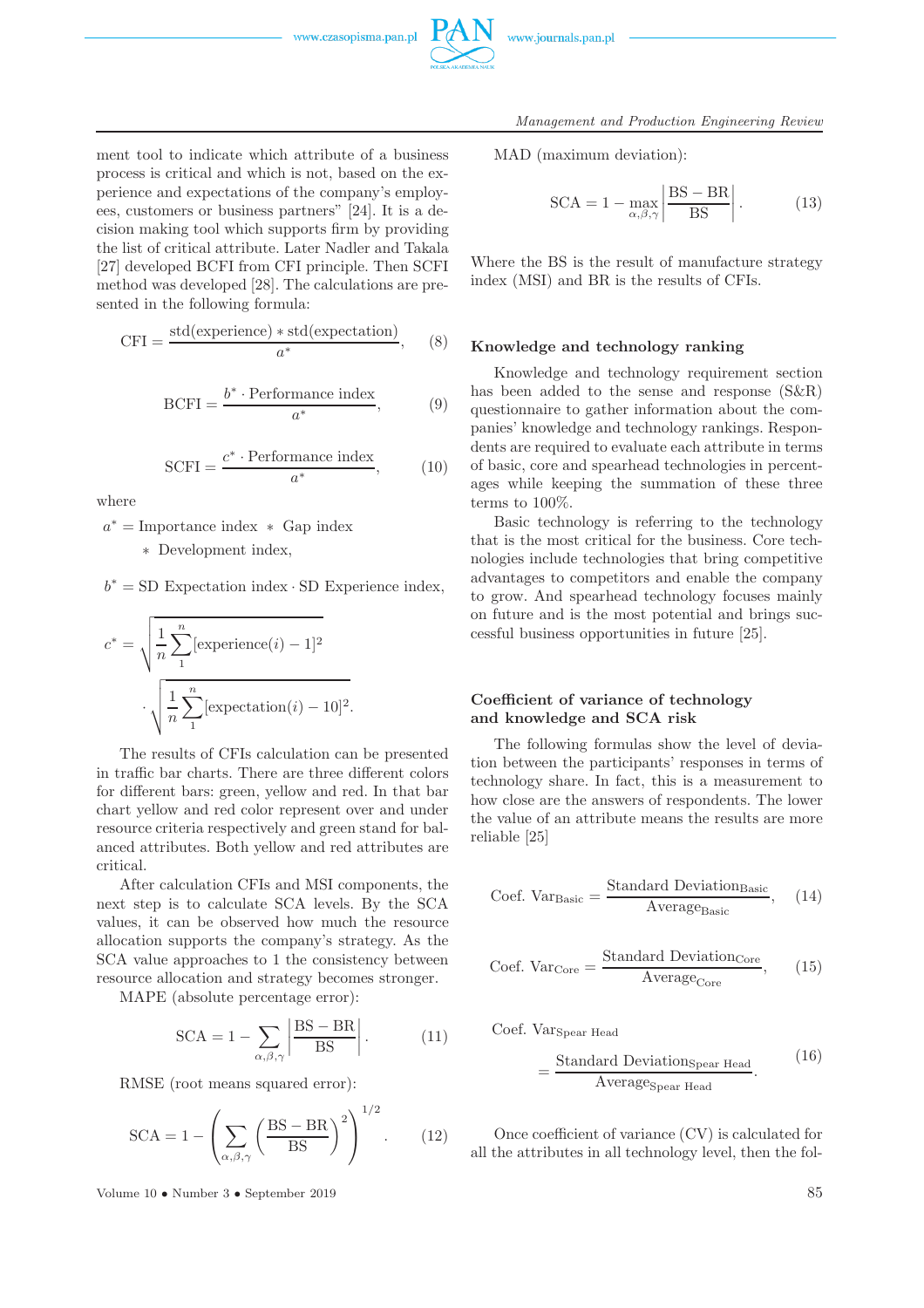ment tool to indicate which attribute of a business process is critical and which is not, based on the experience and expectations of the company's employees, customers or business partners" [24]. It is a decision making tool which supports firm by providing the list of critical attribute. Later Nadler and Takala [27] developed BCFI from CFI principle. Then SCFI method was developed [28]. The calculations are presented in the following formula:

$$\text{CFI} = \frac{\text{std(experience)} * \text{std(expectation)}}{a^*}, \tag{8}$$

$$\text{BCFI} = \frac{b^* \cdot \text{Performance index}}{a^*}, \tag{9}$$

$$\text{SCFI} = \frac{c^* \cdot \text{Performance index}}{a^*}, \tag{10}$$

where

$$a^* = \text{Importance index} * \text{Gap index} * \text{Development index},$$

$$b^* = \text{SD Expectation index} \cdot \text{SD Experience index},$$

$$c^* = \sqrt{\frac{1}{n}\sum_{1}^{n}[\text{experience}(i) - 1]^2} \cdot \sqrt{\frac{1}{n}\sum_{1}^{n}[\text{expectation}(i) - 10]^2}.$$

The results of CFIs calculation can be presented in traffic bar charts. There are three different colors for different bars: green, yellow and red. In that bar chart yellow and red color represent over and under resource criteria respectively and green stand for balanced attributes. Both yellow and red attributes are critical.

After calculation CFIs and MSI components, the next step is to calculate SCA levels. By the SCA values, it can be observed how much the resource allocation supports the company's strategy. As the SCA value approaches to 1 the consistency between resource allocation and strategy becomes stronger.

MAPE (absolute percentage error):

$$\text{SCA} = 1 - \sum_{\alpha,\beta,\gamma}\left|\frac{\text{BS} - \text{BR}}{\text{BS}}\right|. \tag{11}$$

RMSE (root means squared error):

$$\text{SCA} = 1 - \left(\sum_{\alpha,\beta,\gamma}\left(\frac{\text{BS} - \text{BR}}{\text{BS}}\right)^2\right)^{1/2}. \tag{12}$$

MAD (maximum deviation):

$$\text{SCA} = 1 - \max_{\alpha,\beta,\gamma}\left|\frac{\text{BS} - \text{BR}}{\text{BS}}\right|. \tag{13}$$

Where the BS is the result of manufacture strategy index (MSI) and BR is the results of CFIs.

### Knowledge and technology ranking

Knowledge and technology requirement section has been added to the sense and response (S&R) questionnaire to gather information about the companies' knowledge and technology rankings. Respondents are required to evaluate each attribute in terms of basic, core and spearhead technologies in percentages while keeping the summation of these three terms to 100%.

Basic technology is referring to the technology that is the most critical for the business. Core technologies include technologies that bring competitive advantages to competitors and enable the company to grow. And spearhead technology focuses mainly on future and is the most potential and brings successful business opportunities in future [25].

### Coefficient of variance of technology and knowledge and SCA risk

The following formulas show the level of deviation between the participants' responses in terms of technology share. In fact, this is a measurement to how close are the answers of respondents. The lower the value of an attribute means the results are more reliable [25]

$$\text{Coef. Var}_{\text{Basic}} = \frac{\text{Standard Deviation}_{\text{Basic}}}{\text{Average}_{\text{Basic}}}, \tag{14}$$

$$\text{Coef. Var}_{\text{Core}} = \frac{\text{Standard Deviation}_{\text{Core}}}{\text{Average}_{\text{Core}}}, \tag{15}$$

$$\text{Coef. Var}_{\text{Spear Head}} = \frac{\text{Standard Deviation}_{\text{Spear Head}}}{\text{Average}_{\text{Spear Head}}}. \tag{16}$$

Once coefficient of variance (CV) is calculated for all the attributes in all technology level, then the fol-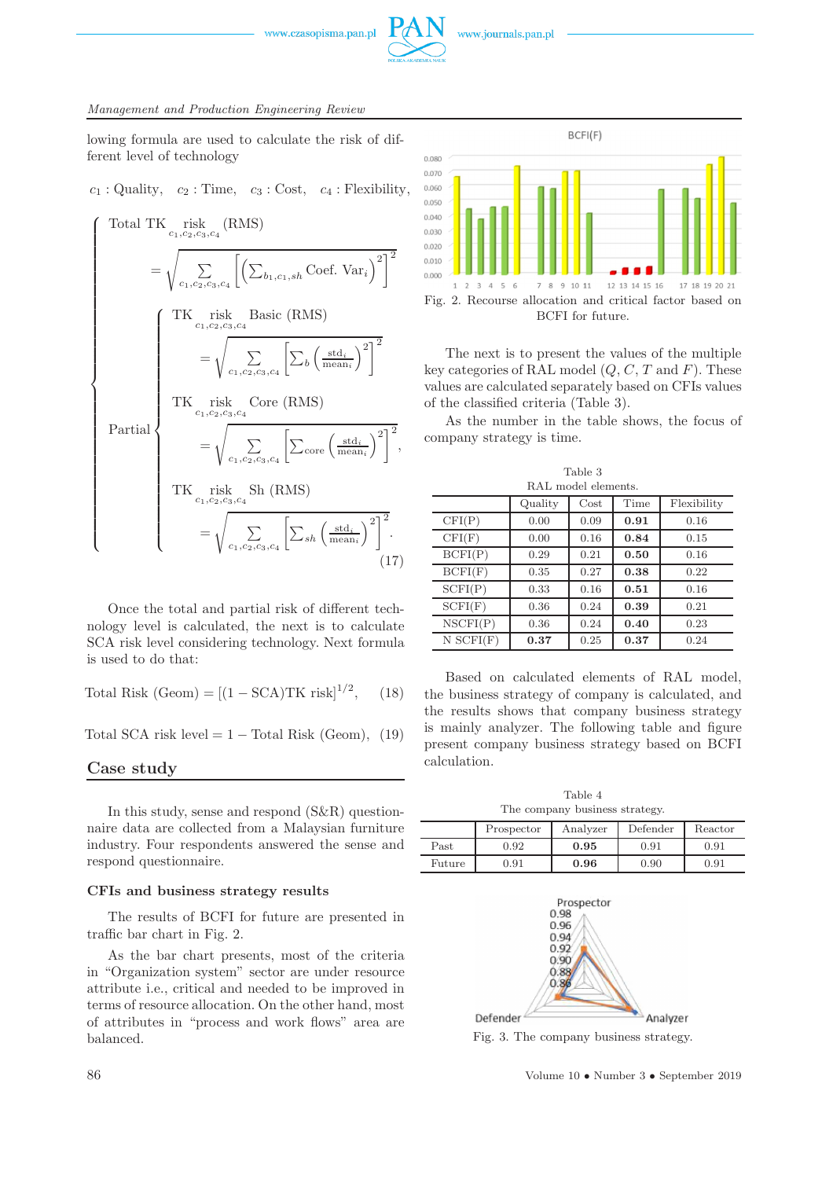lowing formula are used to calculate the risk of different level of technology

$c_1$ : Quality, $c_2$ : Time, $c_3$ : Cost, $c_4$ : Flexibility,

$$
\begin{cases}
\text{Total TK}\underset{c_1,c_2,c_3,c_4}{\text{risk}}\text{(RMS)} \\
\quad = \sqrt{\sum_{c_1,c_2,c_3,c_4}\left[\left(\sum_{b_1,c_1,sh}\text{Coef. Var}_i\right)^2\right]^2} \\
\text{Partial}
\begin{cases}
\text{TK}\underset{c_1,c_2,c_3,c_4}{\text{risk}}\text{ Basic (RMS)} \\
\quad = \sqrt{\sum_{c_1,c_2,c_3,c_4}\left[\sum_b\left(\frac{\text{std}_i}{\text{mean}_i}\right)^2\right]^2} \\
\text{TK}\underset{c_1,c_2,c_3,c_4}{\text{risk}}\text{ Core (RMS)} \\
\quad = \sqrt{\sum_{c_1,c_2,c_3,c_4}\left[\sum_{\text{core}}\left(\frac{\text{std}_i}{\text{mean}_i}\right)^2\right]^2}, \\
\text{TK}\underset{c_1,c_2,c_3,c_4}{\text{risk}}\text{ Sh (RMS)} \\
\quad = \sqrt{\sum_{c_1,c_2,c_3,c_4}\left[\sum_{sh}\left(\frac{\text{std}_i}{\text{mean}_i}\right)^2\right]^2}.
\end{cases}
\end{cases}
\tag{17}
$$

Once the total and partial risk of different technology level is calculated, the next is to calculate SCA risk level considering technology. Next formula is used to do that:

$$\text{Total Risk (Geom)} = [(1 - \text{SCA})\text{TK risk}]^{1/2}, \tag{18}$$

$$\text{Total SCA risk level} = 1 - \text{Total Risk (Geom)}, \tag{19}$$

## Case study

In this study, sense and respond (S&R) questionnaire data are collected from a Malaysian furniture industry. Four respondents answered the sense and respond questionnaire.

### CFIs and business strategy results

The results of BCFI for future are presented in traffic bar chart in Fig. 2.

As the bar chart presents, most of the criteria in "Organization system" sector are under resource attribute i.e., critical and needed to be improved in terms of resource allocation. On the other hand, most of attributes in "process and work flows" area are balanced.

Fig. 2. Recourse allocation and critical factor based on BCFI for future.

The next is to present the values of the multiple key categories of RAL model ($Q$, $C$, $T$ and $F$). These values are calculated separately based on CFIs values of the classified criteria (Table 3).

As the number in the table shows, the focus of company strategy is time.

Table 3
RAL model elements.

| | Quality | Cost | Time | Flexibility |
|---|---|---|---|---|
| CFI(P) | 0.00 | 0.09 | **0.91** | 0.16 |
| CFI(F) | 0.00 | 0.16 | **0.84** | 0.15 |
| BCFI(P) | 0.29 | 0.21 | **0.50** | 0.16 |
| BCFI(F) | 0.35 | 0.27 | **0.38** | 0.22 |
| SCFI(P) | 0.33 | 0.16 | **0.51** | 0.16 |
| SCFI(F) | 0.36 | 0.24 | **0.39** | 0.21 |
| NSCFI(P) | 0.36 | 0.24 | **0.40** | 0.23 |
| N SCFI(F) | **0.37** | 0.25 | **0.37** | 0.24 |

Based on calculated elements of RAL model, the business strategy of company is calculated, and the results shows that company business strategy is mainly analyzer. The following table and figure present company business strategy based on BCFI calculation.

Table 4
The company business strategy.

| | Prospector | Analyzer | Defender | Reactor |
|---|---|---|---|---|
| Past | 0.92 | **0.95** | 0.91 | 0.91 |
| Future | 0.91 | **0.96** | 0.90 | 0.91 |

Fig. 3. The company business strategy.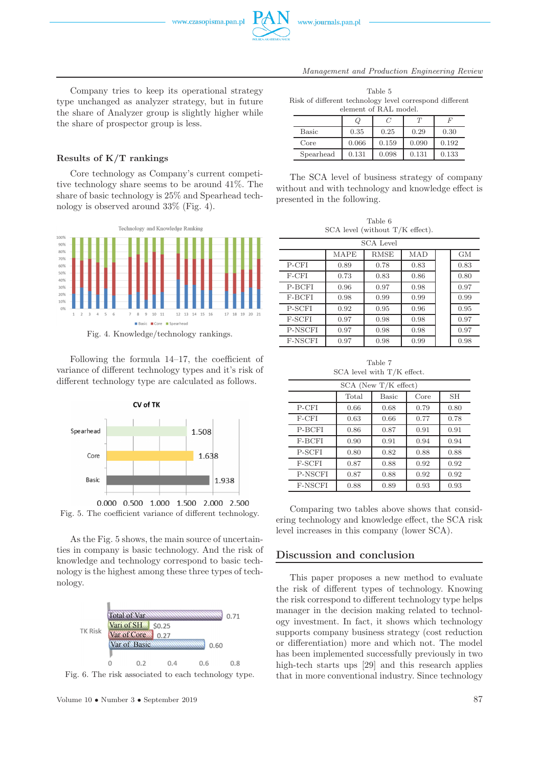Company tries to keep its operational strategy type unchanged as analyzer strategy, but in future the share of Analyzer group is slightly higher while the share of prospector group is less.

### Results of K/T rankings

Core technology as Company's current competitive technology share seems to be around 41%. The share of basic technology is 25% and Spearhead technology is observed around 33% (Fig. 4).

Fig. 4. Knowledge/technology rankings.

Following the formula 14–17, the coefficient of variance of different technology types and it's risk of different technology type are calculated as follows.

Fig. 5. The coefficient variance of different technology.

As the Fig. 5 shows, the main source of uncertainties in company is basic technology. And the risk of knowledge and technology correspond to basic technology is the highest among these three types of technology.

Fig. 6. The risk associated to each technology type.

Table 5
Risk of different technology level correspond different element of RAL model.

| | $Q$ | $C$ | $T$ | $F$ |
|---|---|---|---|---|
| Basic | 0.35 | 0.25 | 0.29 | 0.30 |
| Core | 0.066 | 0.159 | 0.090 | 0.192 |
| Spearhead | 0.131 | 0.098 | 0.131 | 0.133 |

The SCA level of business strategy of company without and with technology and knowledge effect is presented in the following.

Table 6
SCA level (without T/K effect).

| | SCA Level | | | |
|---|---|---|---|---|
| | MAPE | RMSE | MAD | GM |
| P-CFI | 0.89 | 0.78 | 0.83 | 0.83 |
| F-CFI | 0.73 | 0.83 | 0.86 | 0.80 |
| P-BCFI | 0.96 | 0.97 | 0.98 | 0.97 |
| F-BCFI | 0.98 | 0.99 | 0.99 | 0.99 |
| P-SCFI | 0.92 | 0.95 | 0.96 | 0.95 |
| F-SCFI | 0.97 | 0.98 | 0.98 | 0.97 |
| P-NSCFI | 0.97 | 0.98 | 0.98 | 0.97 |
| F-NSCFI | 0.97 | 0.98 | 0.99 | 0.98 |

Table 7
SCA level with T/K effect.

| | SCA (New T/K effect) | | | |
|---|---|---|---|---|
| | Total | Basic | Core | SH |
| P-CFI | 0.66 | 0.68 | 0.79 | 0.80 |
| F-CFI | 0.63 | 0.66 | 0.77 | 0.78 |
| P-BCFI | 0.86 | 0.87 | 0.91 | 0.91 |
| F-BCFI | 0.90 | 0.91 | 0.94 | 0.94 |
| P-SCFI | 0.80 | 0.82 | 0.88 | 0.88 |
| F-SCFI | 0.87 | 0.88 | 0.92 | 0.92 |
| P-NSCFI | 0.87 | 0.88 | 0.92 | 0.92 |
| F-NSCFI | 0.88 | 0.89 | 0.93 | 0.93 |

Comparing two tables above shows that considering technology and knowledge effect, the SCA risk level increases in this company (lower SCA).

## Discussion and conclusion

This paper proposes a new method to evaluate the risk of different types of technology. Knowing the risk correspond to different technology type helps manager in the decision making related to technology investment. In fact, it shows which technology supports company business strategy (cost reduction or differentiation) more and which not. The model has been implemented successfully previously in two high-tech starts ups [29] and this research applies that in more conventional industry. Since technology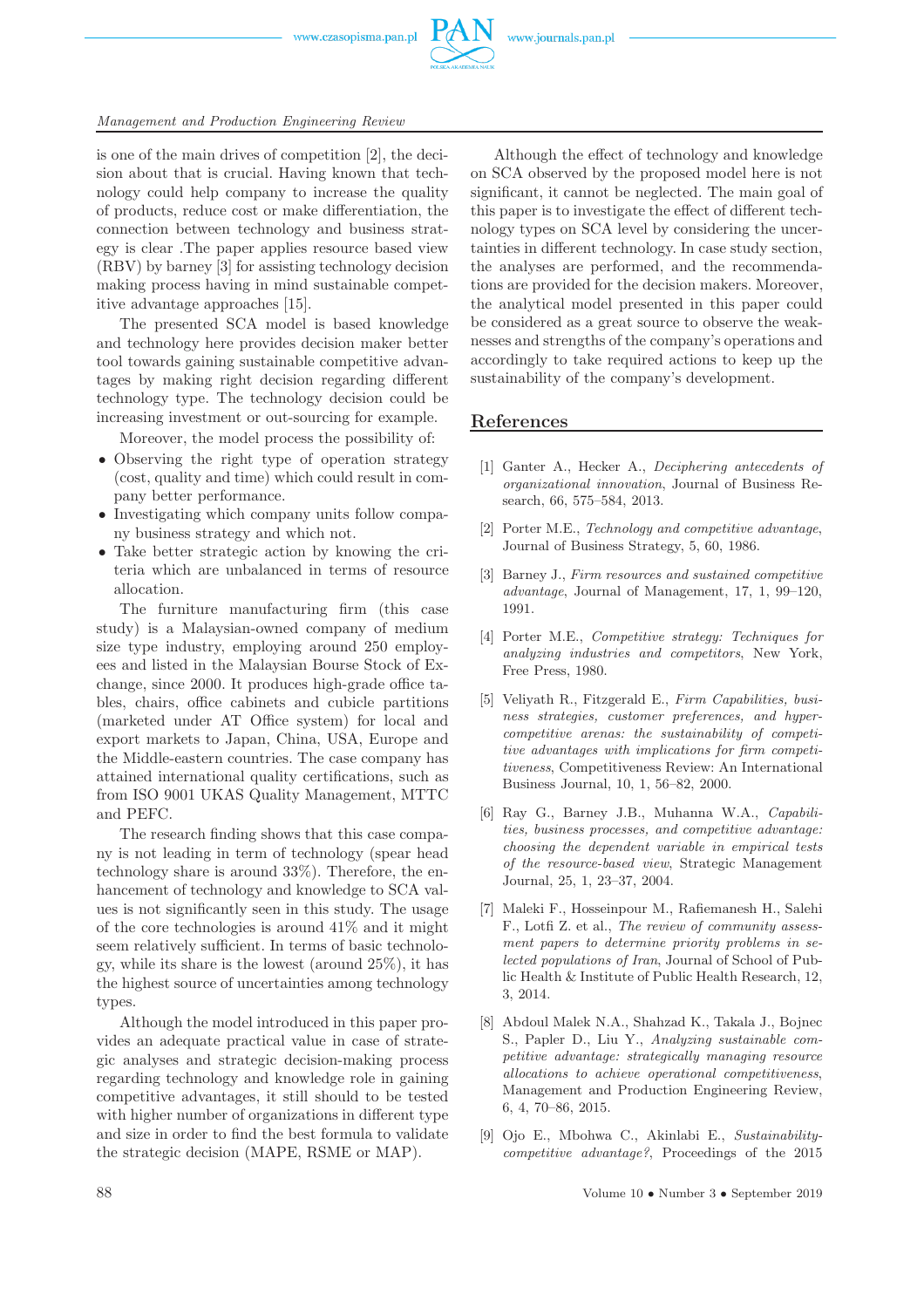is one of the main drives of competition [2], the decision about that is crucial. Having known that technology could help company to increase the quality of products, reduce cost or make differentiation, the connection between technology and business strategy is clear .The paper applies resource based view (RBV) by barney [3] for assisting technology decision making process having in mind sustainable competitive advantage approaches [15].

The presented SCA model is based knowledge and technology here provides decision maker better tool towards gaining sustainable competitive advantages by making right decision regarding different technology type. The technology decision could be increasing investment or out-sourcing for example.

Moreover, the model process the possibility of:

- Observing the right type of operation strategy (cost, quality and time) which could result in company better performance.
- Investigating which company units follow company business strategy and which not.
- Take better strategic action by knowing the criteria which are unbalanced in terms of resource allocation.

The furniture manufacturing firm (this case study) is a Malaysian-owned company of medium size type industry, employing around 250 employees and listed in the Malaysian Bourse Stock of Exchange, since 2000. It produces high-grade office tables, chairs, office cabinets and cubicle partitions (marketed under AT Office system) for local and export markets to Japan, China, USA, Europe and the Middle-eastern countries. The case company has attained international quality certifications, such as from ISO 9001 UKAS Quality Management, MTTC and PEFC.

The research finding shows that this case company is not leading in term of technology (spear head technology share is around 33%). Therefore, the enhancement of technology and knowledge to SCA values is not significantly seen in this study. The usage of the core technologies is around 41% and it might seem relatively sufficient. In terms of basic technology, while its share is the lowest (around 25%), it has the highest source of uncertainties among technology types.

Although the model introduced in this paper provides an adequate practical value in case of strategic analyses and strategic decision-making process regarding technology and knowledge role in gaining competitive advantages, it still should to be tested with higher number of organizations in different type and size in order to find the best formula to validate the strategic decision (MAPE, RSME or MAP).

Although the effect of technology and knowledge on SCA observed by the proposed model here is not significant, it cannot be neglected. The main goal of this paper is to investigate the effect of different technology types on SCA level by considering the uncertainties in different technology. In case study section, the analyses are performed, and the recommendations are provided for the decision makers. Moreover, the analytical model presented in this paper could be considered as a great source to observe the weaknesses and strengths of the company's operations and accordingly to take required actions to keep up the sustainability of the company's development.

## References

[1] Ganter A., Hecker A., *Deciphering antecedents of organizational innovation*, Journal of Business Research, 66, 575–584, 2013.

[2] Porter M.E., *Technology and competitive advantage*, Journal of Business Strategy, 5, 60, 1986.

[3] Barney J., *Firm resources and sustained competitive advantage*, Journal of Management, 17, 1, 99–120, 1991.

[4] Porter M.E., *Competitive strategy: Techniques for analyzing industries and competitors*, New York, Free Press, 1980.

[5] Veliyath R., Fitzgerald E., *Firm Capabilities, business strategies, customer preferences, and hypercompetitive arenas: the sustainability of competitive advantages with implications for firm competitiveness*, Competitiveness Review: An International Business Journal, 10, 1, 56–82, 2000.

[6] Ray G., Barney J.B., Muhanna W.A., *Capabilities, business processes, and competitive advantage: choosing the dependent variable in empirical tests of the resource-based view*, Strategic Management Journal, 25, 1, 23–37, 2004.

[7] Maleki F., Hosseinpour M., Rafiemanesh H., Salehi F., Lotfi Z. et al., *The review of community assessment papers to determine priority problems in selected populations of Iran*, Journal of School of Public Health & Institute of Public Health Research, 12, 3, 2014.

[8] Abdoul Malek N.A., Shahzad K., Takala J., Bojnec S., Papler D., Liu Y., *Analyzing sustainable competitive advantage: strategically managing resource allocations to achieve operational competitiveness*, Management and Production Engineering Review, 6, 4, 70–86, 2015.

[9] Ojo E., Mbohwa C., Akinlabi E., *Sustainability-competitive advantage?*, Proceedings of the 2015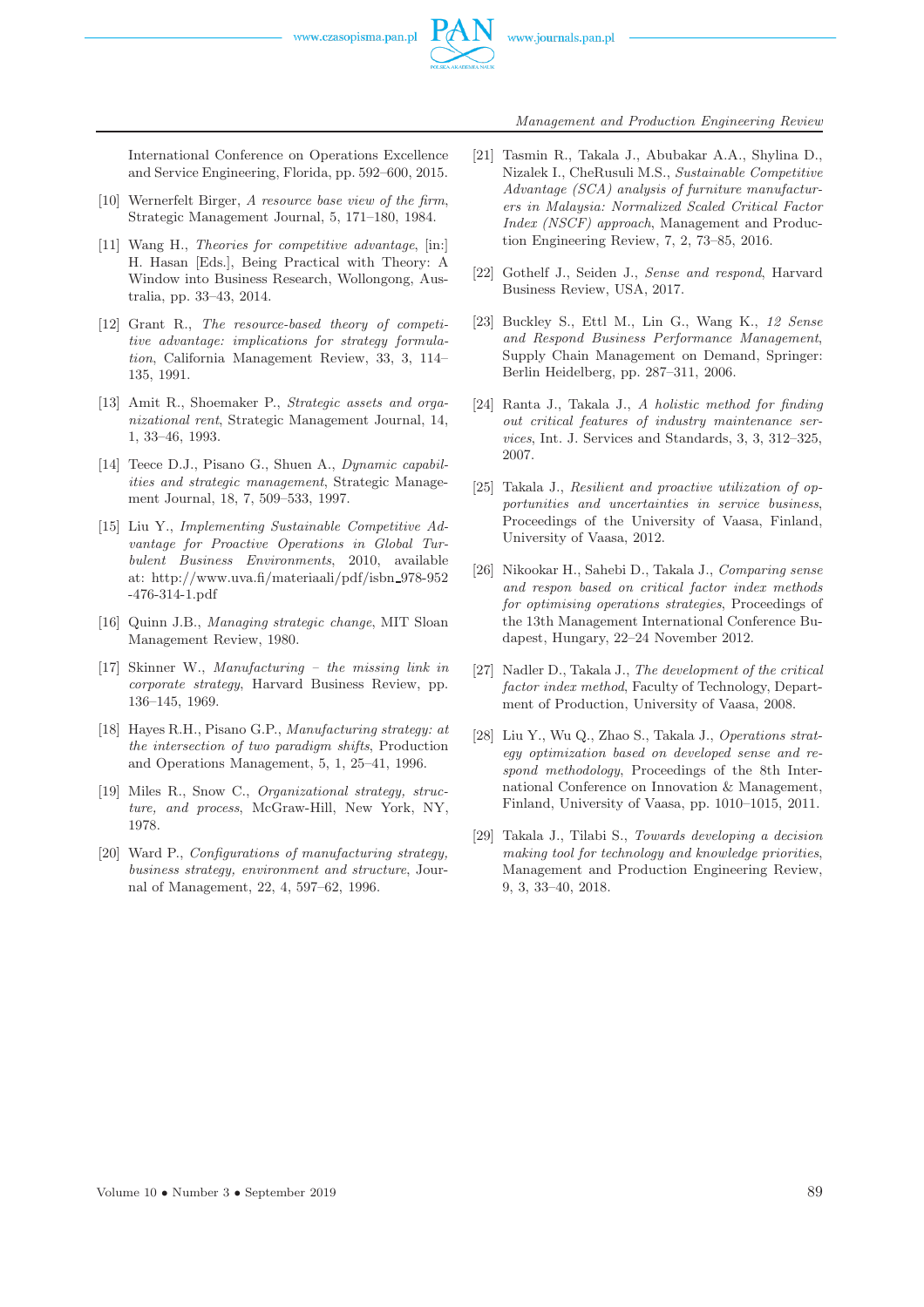International Conference on Operations Excellence and Service Engineering, Florida, pp. 592–600, 2015.

[10] Wernerfelt Birger, *A resource base view of the firm*, Strategic Management Journal, 5, 171–180, 1984.

[11] Wang H., *Theories for competitive advantage*, [in:] H. Hasan [Eds.], Being Practical with Theory: A Window into Business Research, Wollongong, Australia, pp. 33–43, 2014.

[12] Grant R., *The resource-based theory of competitive advantage: implications for strategy formulation*, California Management Review, 33, 3, 114–135, 1991.

[13] Amit R., Shoemaker P., *Strategic assets and organizational rent*, Strategic Management Journal, 14, 1, 33–46, 1993.

[14] Teece D.J., Pisano G., Shuen A., *Dynamic capabilities and strategic management*, Strategic Management Journal, 18, 7, 509–533, 1997.

[15] Liu Y., *Implementing Sustainable Competitive Advantage for Proactive Operations in Global Turbulent Business Environments*, 2010, available at: http://www.uva.fi/materiaali/pdf/isbn_978-952-476-314-1.pdf

[16] Quinn J.B., *Managing strategic change*, MIT Sloan Management Review, 1980.

[17] Skinner W., *Manufacturing – the missing link in corporate strategy*, Harvard Business Review, pp. 136–145, 1969.

[18] Hayes R.H., Pisano G.P., *Manufacturing strategy: at the intersection of two paradigm shifts*, Production and Operations Management, 5, 1, 25–41, 1996.

[19] Miles R., Snow C., *Organizational strategy, structure, and process*, McGraw-Hill, New York, NY, 1978.

[20] Ward P., *Configurations of manufacturing strategy, business strategy, environment and structure*, Journal of Management, 22, 4, 597–62, 1996.

[21] Tasmin R., Takala J., Abubakar A.A., Shylina D., Nizalek I., CheRusuli M.S., *Sustainable Competitive Advantage (SCA) analysis of furniture manufacturers in Malaysia: Normalized Scaled Critical Factor Index (NSCF) approach*, Management and Production Engineering Review, 7, 2, 73–85, 2016.

[22] Gothelf J., Seiden J., *Sense and respond*, Harvard Business Review, USA, 2017.

[23] Buckley S., Ettl M., Lin G., Wang K., *12 Sense and Respond Business Performance Management*, Supply Chain Management on Demand, Springer: Berlin Heidelberg, pp. 287–311, 2006.

[24] Ranta J., Takala J., *A holistic method for finding out critical features of industry maintenance services*, Int. J. Services and Standards, 3, 3, 312–325, 2007.

[25] Takala J., *Resilient and proactive utilization of opportunities and uncertainties in service business*, Proceedings of the University of Vaasa, Finland, University of Vaasa, 2012.

[26] Nikookar H., Sahebi D., Takala J., *Comparing sense and respon based on critical factor index methods for optimising operations strategies*, Proceedings of the 13th Management International Conference Budapest, Hungary, 22–24 November 2012.

[27] Nadler D., Takala J., *The development of the critical factor index method*, Faculty of Technology, Department of Production, University of Vaasa, 2008.

[28] Liu Y., Wu Q., Zhao S., Takala J., *Operations strategy optimization based on developed sense and respond methodology*, Proceedings of the 8th International Conference on Innovation & Management, Finland, University of Vaasa, pp. 1010–1015, 2011.

[29] Takala J., Tilabi S., *Towards developing a decision making tool for technology and knowledge priorities*, Management and Production Engineering Review, 9, 3, 33–40, 2018.